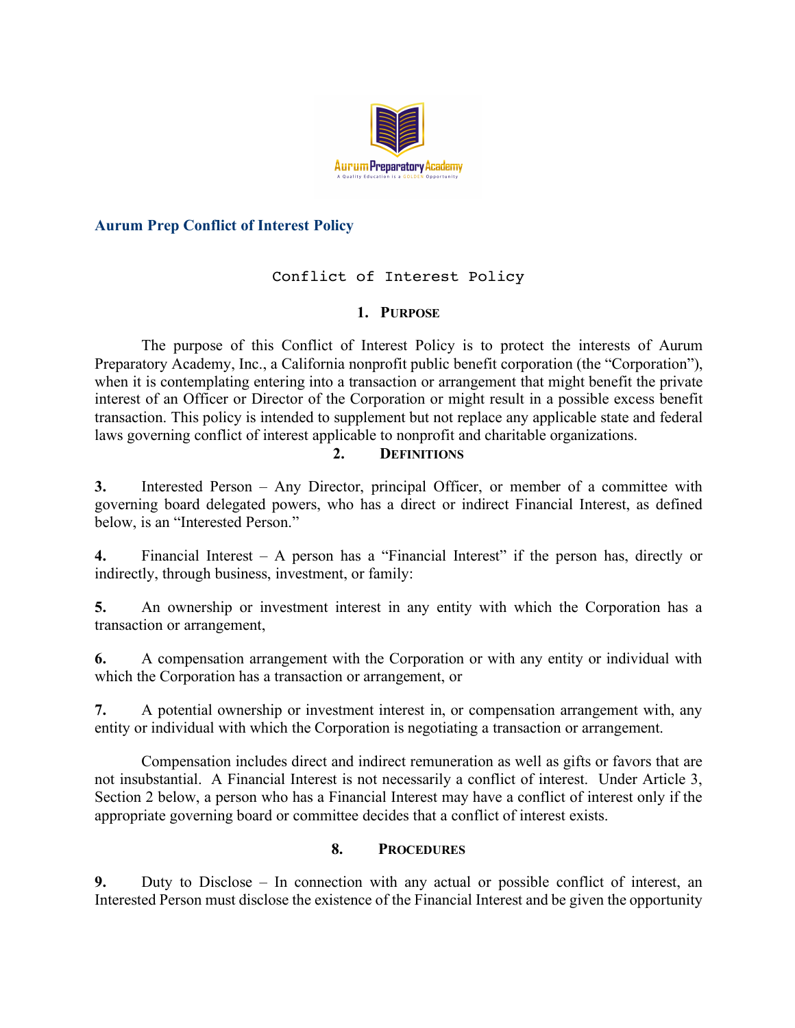## Aurum Prep Conflict of Interest Policy

Conflict of Interest Policy

### 1. PURPOSE

The purpose of this Conflict of Interest Policy is to protect the interests of Aurum Preparatory Academy, Inc., a California nonprofit public benefit corporation (the "Corporation"), when it is contemplating entering into a transaction or arrangement that might benefit the private interest of an Officer or Director of the Corporation or might result in a possible excess benefit transaction. This policy is intended to supplement but not replace any applicable state and federal laws governing conflict of interest applicable to nonprofit and charitable organizations.

### 2. DEFINITIONS

**3.** Interested Person – Any Director, principal Officer, or member of a committee with governing board delegated powers, who has a direct or indirect Financial Interest, as defined below, is an "Interested Person."

**4.** Financial Interest – A person has a "Financial Interest" if the person has, directly or indirectly, through business, investment, or family:

**5.** An ownership or investment interest in any entity with which the Corporation has a transaction or arrangement,

**6.** A compensation arrangement with the Corporation or with any entity or individual with which the Corporation has a transaction or arrangement, or

**7.** A potential ownership or investment interest in, or compensation arrangement with, any entity or individual with which the Corporation is negotiating a transaction or arrangement.

Compensation includes direct and indirect remuneration as well as gifts or favors that are not insubstantial. A Financial Interest is not necessarily a conflict of interest. Under Article 3, Section 2 below, a person who has a Financial Interest may have a conflict of interest only if the appropriate governing board or committee decides that a conflict of interest exists.

### 8. PROCEDURES

**9.** Duty to Disclose – In connection with any actual or possible conflict of interest, an Interested Person must disclose the existence of the Financial Interest and be given the opportunity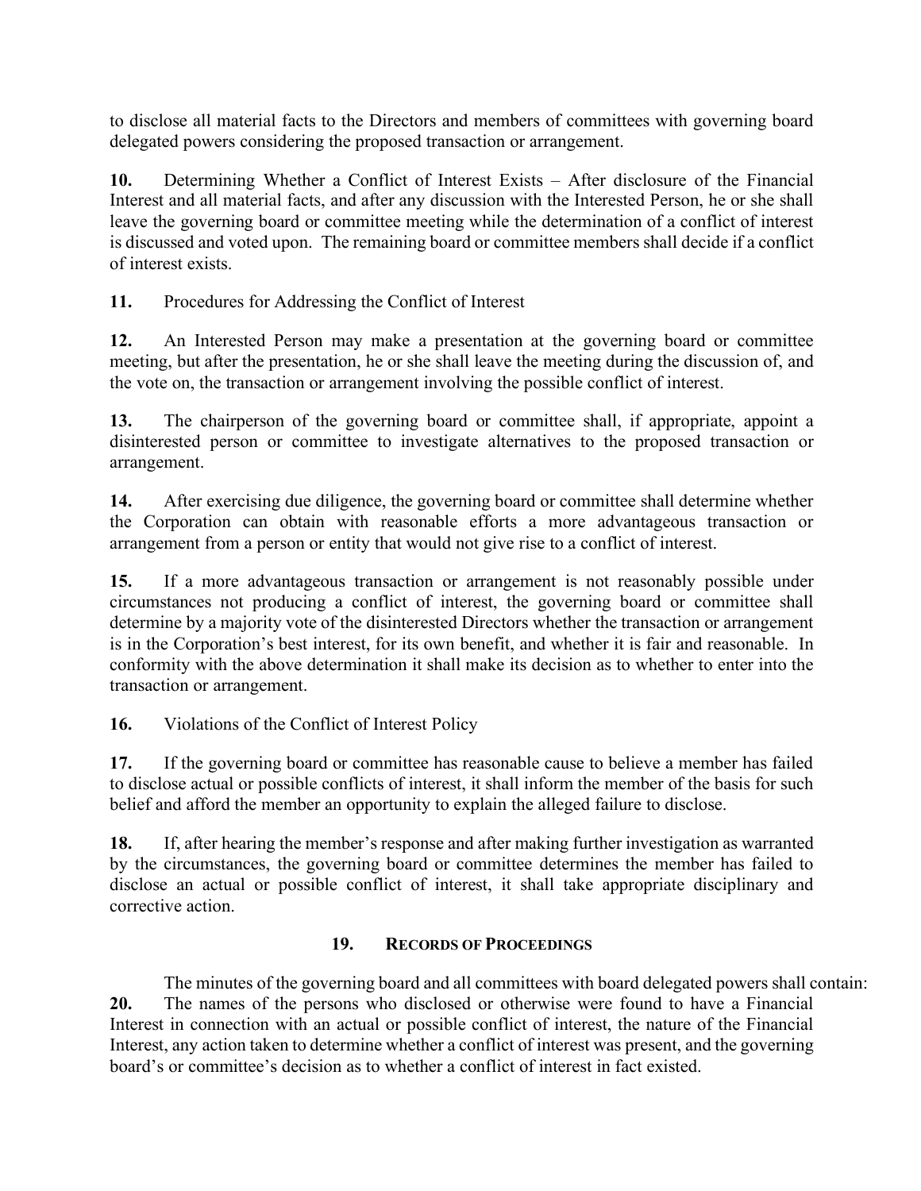to disclose all material facts to the Directors and members of committees with governing board delegated powers considering the proposed transaction or arrangement.

**10.** Determining Whether a Conflict of Interest Exists – After disclosure of the Financial Interest and all material facts, and after any discussion with the Interested Person, he or she shall leave the governing board or committee meeting while the determination of a conflict of interest is discussed and voted upon. The remaining board or committee members shall decide if a conflict of interest exists.

**11.** Procedures for Addressing the Conflict of Interest

**12.** An Interested Person may make a presentation at the governing board or committee meeting, but after the presentation, he or she shall leave the meeting during the discussion of, and the vote on, the transaction or arrangement involving the possible conflict of interest.

**13.** The chairperson of the governing board or committee shall, if appropriate, appoint a disinterested person or committee to investigate alternatives to the proposed transaction or arrangement.

**14.** After exercising due diligence, the governing board or committee shall determine whether the Corporation can obtain with reasonable efforts a more advantageous transaction or arrangement from a person or entity that would not give rise to a conflict of interest.

**15.** If a more advantageous transaction or arrangement is not reasonably possible under circumstances not producing a conflict of interest, the governing board or committee shall determine by a majority vote of the disinterested Directors whether the transaction or arrangement is in the Corporation's best interest, for its own benefit, and whether it is fair and reasonable. In conformity with the above determination it shall make its decision as to whether to enter into the transaction or arrangement.

**16.** Violations of the Conflict of Interest Policy

**17.** If the governing board or committee has reasonable cause to believe a member has failed to disclose actual or possible conflicts of interest, it shall inform the member of the basis for such belief and afford the member an opportunity to explain the alleged failure to disclose.

**18.** If, after hearing the member's response and after making further investigation as warranted by the circumstances, the governing board or committee determines the member has failed to disclose an actual or possible conflict of interest, it shall take appropriate disciplinary and corrective action.

## 19. RECORDS OF PROCEEDINGS

The minutes of the governing board and all committees with board delegated powers shall contain:

**20.** The names of the persons who disclosed or otherwise were found to have a Financial Interest in connection with an actual or possible conflict of interest, the nature of the Financial Interest, any action taken to determine whether a conflict of interest was present, and the governing board's or committee's decision as to whether a conflict of interest in fact existed.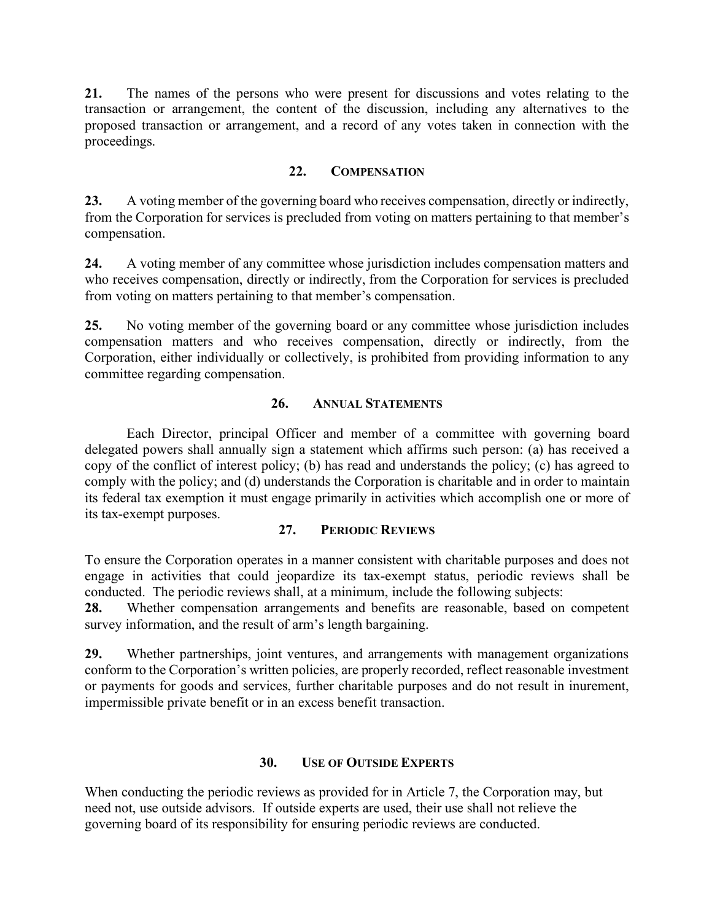**21.** The names of the persons who were present for discussions and votes relating to the transaction or arrangement, the content of the discussion, including any alternatives to the proposed transaction or arrangement, and a record of any votes taken in connection with the proceedings.

## 22. COMPENSATION

**23.** A voting member of the governing board who receives compensation, directly or indirectly, from the Corporation for services is precluded from voting on matters pertaining to that member's compensation.

**24.** A voting member of any committee whose jurisdiction includes compensation matters and who receives compensation, directly or indirectly, from the Corporation for services is precluded from voting on matters pertaining to that member's compensation.

**25.** No voting member of the governing board or any committee whose jurisdiction includes compensation matters and who receives compensation, directly or indirectly, from the Corporation, either individually or collectively, is prohibited from providing information to any committee regarding compensation.

## 26. ANNUAL STATEMENTS

Each Director, principal Officer and member of a committee with governing board delegated powers shall annually sign a statement which affirms such person: (a) has received a copy of the conflict of interest policy; (b) has read and understands the policy; (c) has agreed to comply with the policy; and (d) understands the Corporation is charitable and in order to maintain its federal tax exemption it must engage primarily in activities which accomplish one or more of its tax-exempt purposes.

## 27. PERIODIC REVIEWS

To ensure the Corporation operates in a manner consistent with charitable purposes and does not engage in activities that could jeopardize its tax-exempt status, periodic reviews shall be conducted. The periodic reviews shall, at a minimum, include the following subjects:

**28.** Whether compensation arrangements and benefits are reasonable, based on competent survey information, and the result of arm's length bargaining.

**29.** Whether partnerships, joint ventures, and arrangements with management organizations conform to the Corporation's written policies, are properly recorded, reflect reasonable investment or payments for goods and services, further charitable purposes and do not result in inurement, impermissible private benefit or in an excess benefit transaction.

## 30. USE OF OUTSIDE EXPERTS

When conducting the periodic reviews as provided for in Article 7, the Corporation may, but need not, use outside advisors. If outside experts are used, their use shall not relieve the governing board of its responsibility for ensuring periodic reviews are conducted.